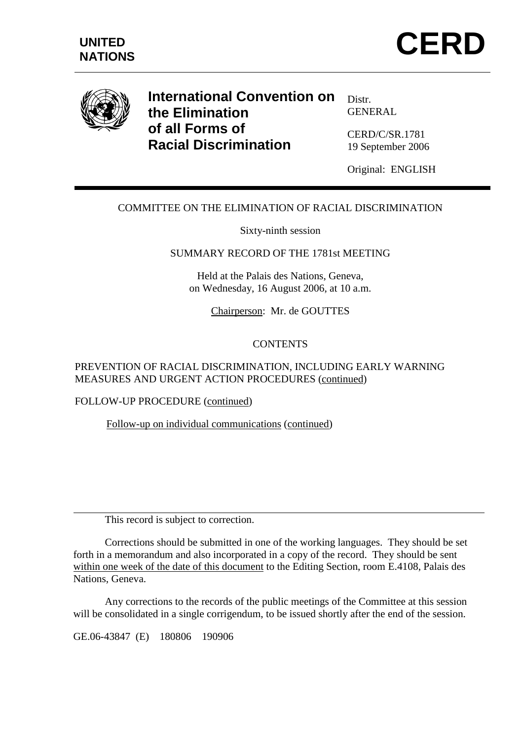**UNITED NATIONS**

# CERD

## International Convention on the Elimination of all Forms of Racial Discrimination

Distr.
GENERAL

CERD/C/SR.1781
19 September 2006

Original: ENGLISH

COMMITTEE ON THE ELIMINATION OF RACIAL DISCRIMINATION

Sixty-ninth session

SUMMARY RECORD OF THE 1781st MEETING

Held at the Palais des Nations, Geneva,
on Wednesday, 16 August 2006, at 10 a.m.

Chairperson: Mr. de GOUTTES

CONTENTS

PREVENTION OF RACIAL DISCRIMINATION, INCLUDING EARLY WARNING MEASURES AND URGENT ACTION PROCEDURES (continued)

FOLLOW-UP PROCEDURE (continued)

Follow-up on individual communications (continued)

---

This record is subject to correction.

Corrections should be submitted in one of the working languages. They should be set forth in a memorandum and also incorporated in a copy of the record. They should be sent within one week of the date of this document to the Editing Section, room E.4108, Palais des Nations, Geneva.

Any corrections to the records of the public meetings of the Committee at this session will be consolidated in a single corrigendum, to be issued shortly after the end of the session.

GE.06-43847 (E) 180806 190906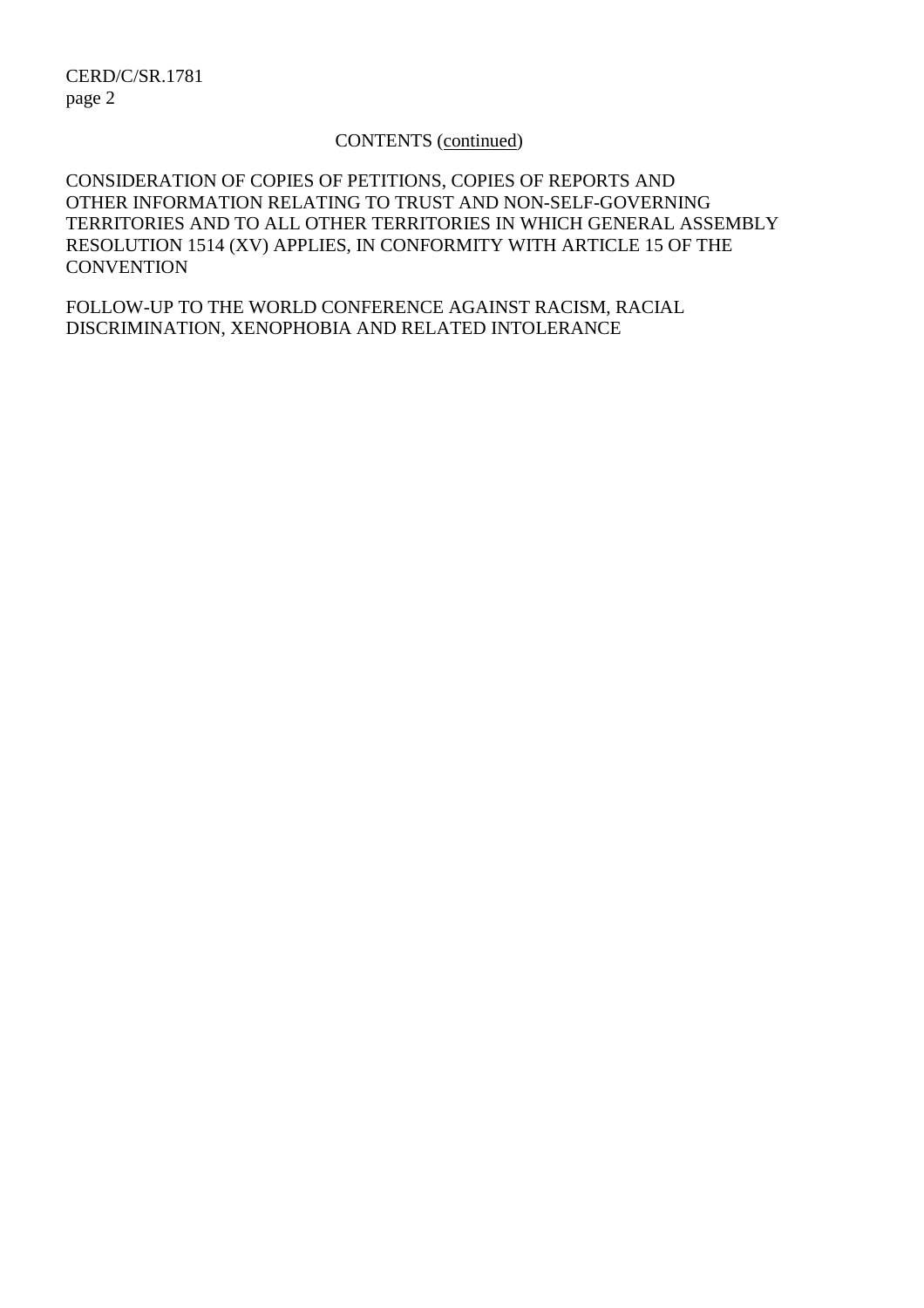CONTENTS (continued)

CONSIDERATION OF COPIES OF PETITIONS, COPIES OF REPORTS AND OTHER INFORMATION RELATING TO TRUST AND NON-SELF-GOVERNING TERRITORIES AND TO ALL OTHER TERRITORIES IN WHICH GENERAL ASSEMBLY RESOLUTION 1514 (XV) APPLIES, IN CONFORMITY WITH ARTICLE 15 OF THE CONVENTION

FOLLOW-UP TO THE WORLD CONFERENCE AGAINST RACISM, RACIAL DISCRIMINATION, XENOPHOBIA AND RELATED INTOLERANCE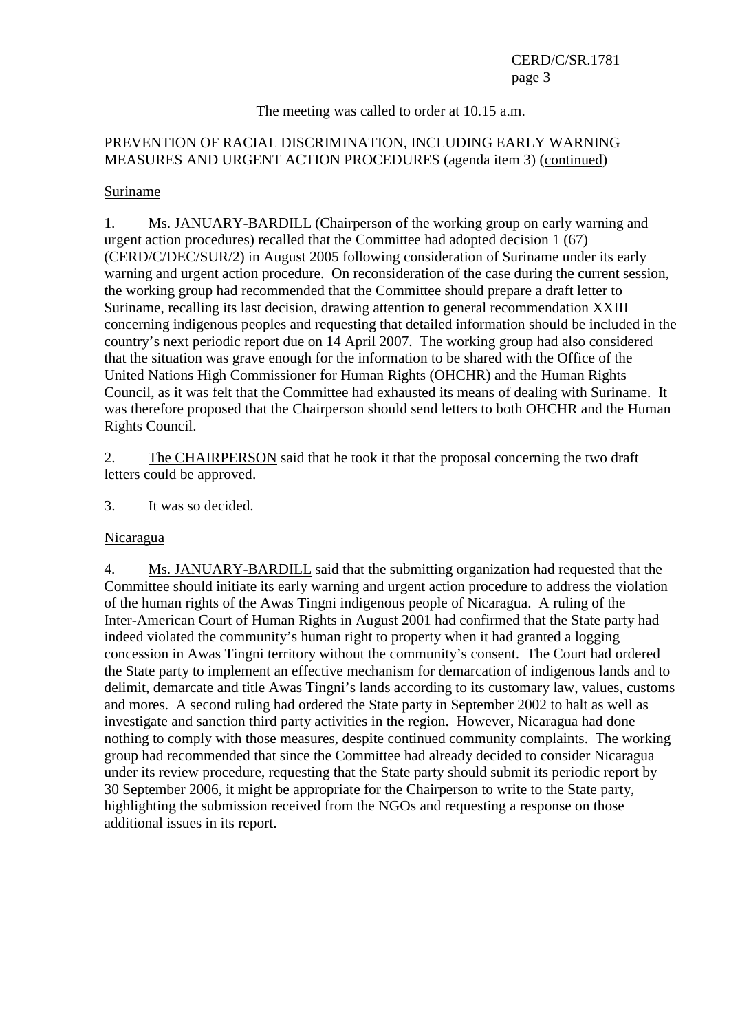The meeting was called to order at 10.15 a.m.

PREVENTION OF RACIAL DISCRIMINATION, INCLUDING EARLY WARNING MEASURES AND URGENT ACTION PROCEDURES (agenda item 3) (continued)

Suriname

1. Ms. JANUARY-BARDILL (Chairperson of the working group on early warning and urgent action procedures) recalled that the Committee had adopted decision 1 (67) (CERD/C/DEC/SUR/2) in August 2005 following consideration of Suriname under its early warning and urgent action procedure. On reconsideration of the case during the current session, the working group had recommended that the Committee should prepare a draft letter to Suriname, recalling its last decision, drawing attention to general recommendation XXIII concerning indigenous peoples and requesting that detailed information should be included in the country's next periodic report due on 14 April 2007. The working group had also considered that the situation was grave enough for the information to be shared with the Office of the United Nations High Commissioner for Human Rights (OHCHR) and the Human Rights Council, as it was felt that the Committee had exhausted its means of dealing with Suriname. It was therefore proposed that the Chairperson should send letters to both OHCHR and the Human Rights Council.

2. The CHAIRPERSON said that he took it that the proposal concerning the two draft letters could be approved.

3. It was so decided.

Nicaragua

4. Ms. JANUARY-BARDILL said that the submitting organization had requested that the Committee should initiate its early warning and urgent action procedure to address the violation of the human rights of the Awas Tingni indigenous people of Nicaragua. A ruling of the Inter-American Court of Human Rights in August 2001 had confirmed that the State party had indeed violated the community's human right to property when it had granted a logging concession in Awas Tingni territory without the community's consent. The Court had ordered the State party to implement an effective mechanism for demarcation of indigenous lands and to delimit, demarcate and title Awas Tingni's lands according to its customary law, values, customs and mores. A second ruling had ordered the State party in September 2002 to halt as well as investigate and sanction third party activities in the region. However, Nicaragua had done nothing to comply with those measures, despite continued community complaints. The working group had recommended that since the Committee had already decided to consider Nicaragua under its review procedure, requesting that the State party should submit its periodic report by 30 September 2006, it might be appropriate for the Chairperson to write to the State party, highlighting the submission received from the NGOs and requesting a response on those additional issues in its report.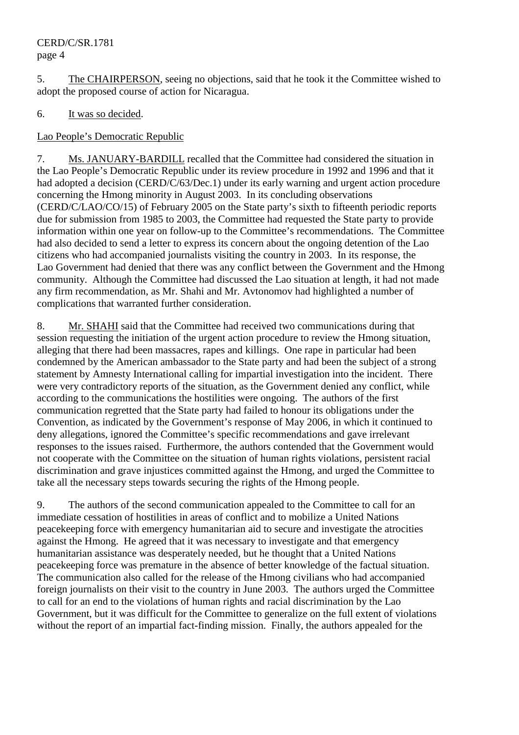5. The CHAIRPERSON, seeing no objections, said that he took it the Committee wished to adopt the proposed course of action for Nicaragua.

6. It was so decided.

Lao People's Democratic Republic

7. Ms. JANUARY-BARDILL recalled that the Committee had considered the situation in the Lao People's Democratic Republic under its review procedure in 1992 and 1996 and that it had adopted a decision (CERD/C/63/Dec.1) under its early warning and urgent action procedure concerning the Hmong minority in August 2003. In its concluding observations (CERD/C/LAO/CO/15) of February 2005 on the State party's sixth to fifteenth periodic reports due for submission from 1985 to 2003, the Committee had requested the State party to provide information within one year on follow-up to the Committee's recommendations. The Committee had also decided to send a letter to express its concern about the ongoing detention of the Lao citizens who had accompanied journalists visiting the country in 2003. In its response, the Lao Government had denied that there was any conflict between the Government and the Hmong community. Although the Committee had discussed the Lao situation at length, it had not made any firm recommendation, as Mr. Shahi and Mr. Avtonomov had highlighted a number of complications that warranted further consideration.

8. Mr. SHAHI said that the Committee had received two communications during that session requesting the initiation of the urgent action procedure to review the Hmong situation, alleging that there had been massacres, rapes and killings. One rape in particular had been condemned by the American ambassador to the State party and had been the subject of a strong statement by Amnesty International calling for impartial investigation into the incident. There were very contradictory reports of the situation, as the Government denied any conflict, while according to the communications the hostilities were ongoing. The authors of the first communication regretted that the State party had failed to honour its obligations under the Convention, as indicated by the Government's response of May 2006, in which it continued to deny allegations, ignored the Committee's specific recommendations and gave irrelevant responses to the issues raised. Furthermore, the authors contended that the Government would not cooperate with the Committee on the situation of human rights violations, persistent racial discrimination and grave injustices committed against the Hmong, and urged the Committee to take all the necessary steps towards securing the rights of the Hmong people.

9. The authors of the second communication appealed to the Committee to call for an immediate cessation of hostilities in areas of conflict and to mobilize a United Nations peacekeeping force with emergency humanitarian aid to secure and investigate the atrocities against the Hmong. He agreed that it was necessary to investigate and that emergency humanitarian assistance was desperately needed, but he thought that a United Nations peacekeeping force was premature in the absence of better knowledge of the factual situation. The communication also called for the release of the Hmong civilians who had accompanied foreign journalists on their visit to the country in June 2003. The authors urged the Committee to call for an end to the violations of human rights and racial discrimination by the Lao Government, but it was difficult for the Committee to generalize on the full extent of violations without the report of an impartial fact-finding mission. Finally, the authors appealed for the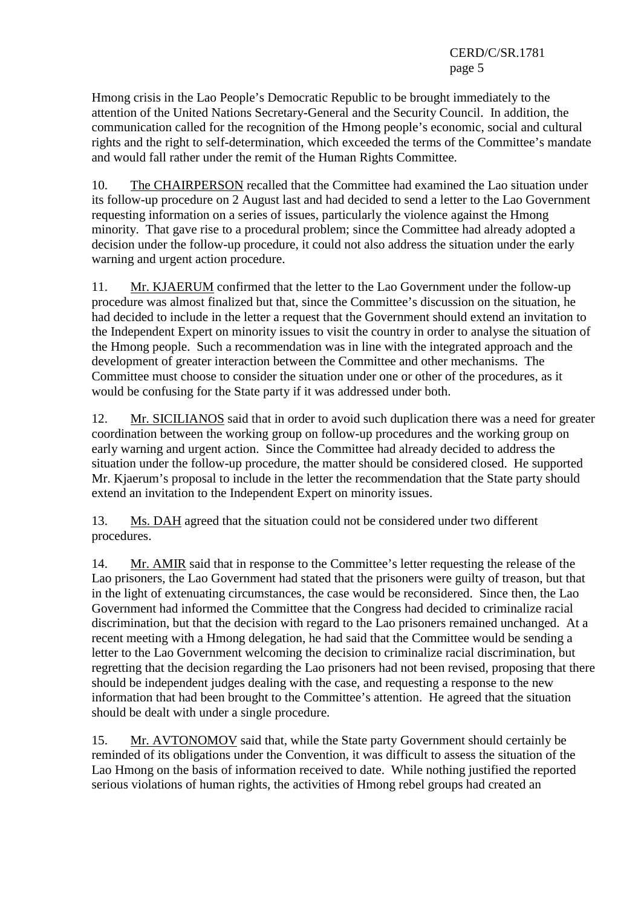Hmong crisis in the Lao People's Democratic Republic to be brought immediately to the attention of the United Nations Secretary-General and the Security Council. In addition, the communication called for the recognition of the Hmong people's economic, social and cultural rights and the right to self-determination, which exceeded the terms of the Committee's mandate and would fall rather under the remit of the Human Rights Committee.

10. The CHAIRPERSON recalled that the Committee had examined the Lao situation under its follow-up procedure on 2 August last and had decided to send a letter to the Lao Government requesting information on a series of issues, particularly the violence against the Hmong minority. That gave rise to a procedural problem; since the Committee had already adopted a decision under the follow-up procedure, it could not also address the situation under the early warning and urgent action procedure.

11. Mr. KJAERUM confirmed that the letter to the Lao Government under the follow-up procedure was almost finalized but that, since the Committee's discussion on the situation, he had decided to include in the letter a request that the Government should extend an invitation to the Independent Expert on minority issues to visit the country in order to analyse the situation of the Hmong people. Such a recommendation was in line with the integrated approach and the development of greater interaction between the Committee and other mechanisms. The Committee must choose to consider the situation under one or other of the procedures, as it would be confusing for the State party if it was addressed under both.

12. Mr. SICILIANOS said that in order to avoid such duplication there was a need for greater coordination between the working group on follow-up procedures and the working group on early warning and urgent action. Since the Committee had already decided to address the situation under the follow-up procedure, the matter should be considered closed. He supported Mr. Kjaerum's proposal to include in the letter the recommendation that the State party should extend an invitation to the Independent Expert on minority issues.

13. Ms. DAH agreed that the situation could not be considered under two different procedures.

14. Mr. AMIR said that in response to the Committee's letter requesting the release of the Lao prisoners, the Lao Government had stated that the prisoners were guilty of treason, but that in the light of extenuating circumstances, the case would be reconsidered. Since then, the Lao Government had informed the Committee that the Congress had decided to criminalize racial discrimination, but that the decision with regard to the Lao prisoners remained unchanged. At a recent meeting with a Hmong delegation, he had said that the Committee would be sending a letter to the Lao Government welcoming the decision to criminalize racial discrimination, but regretting that the decision regarding the Lao prisoners had not been revised, proposing that there should be independent judges dealing with the case, and requesting a response to the new information that had been brought to the Committee's attention. He agreed that the situation should be dealt with under a single procedure.

15. Mr. AVTONOMOV said that, while the State party Government should certainly be reminded of its obligations under the Convention, it was difficult to assess the situation of the Lao Hmong on the basis of information received to date. While nothing justified the reported serious violations of human rights, the activities of Hmong rebel groups had created an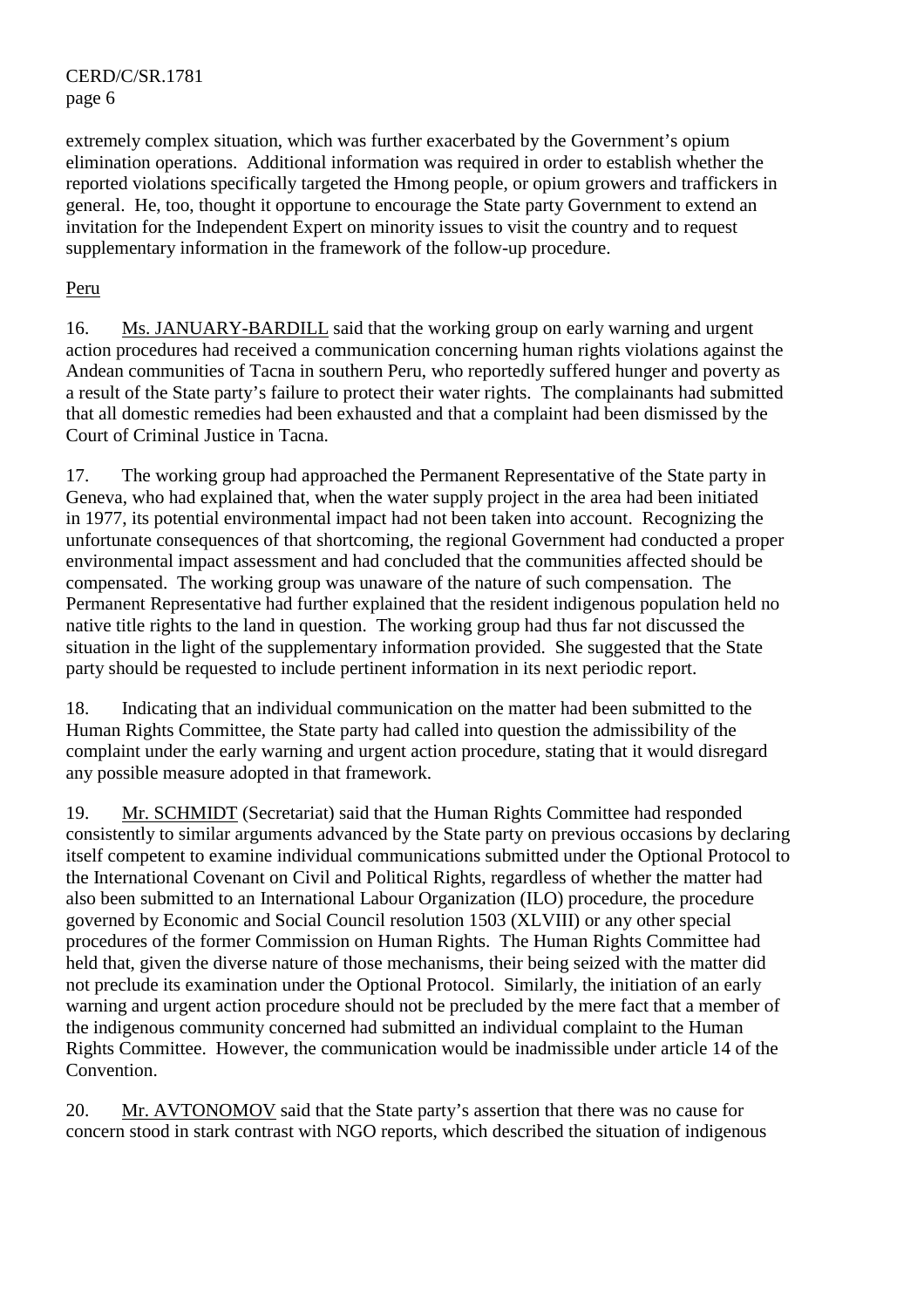extremely complex situation, which was further exacerbated by the Government's opium elimination operations. Additional information was required in order to establish whether the reported violations specifically targeted the Hmong people, or opium growers and traffickers in general. He, too, thought it opportune to encourage the State party Government to extend an invitation for the Independent Expert on minority issues to visit the country and to request supplementary information in the framework of the follow-up procedure.

## Peru

16. Ms. JANUARY-BARDILL said that the working group on early warning and urgent action procedures had received a communication concerning human rights violations against the Andean communities of Tacna in southern Peru, who reportedly suffered hunger and poverty as a result of the State party's failure to protect their water rights. The complainants had submitted that all domestic remedies had been exhausted and that a complaint had been dismissed by the Court of Criminal Justice in Tacna.

17. The working group had approached the Permanent Representative of the State party in Geneva, who had explained that, when the water supply project in the area had been initiated in 1977, its potential environmental impact had not been taken into account. Recognizing the unfortunate consequences of that shortcoming, the regional Government had conducted a proper environmental impact assessment and had concluded that the communities affected should be compensated. The working group was unaware of the nature of such compensation. The Permanent Representative had further explained that the resident indigenous population held no native title rights to the land in question. The working group had thus far not discussed the situation in the light of the supplementary information provided. She suggested that the State party should be requested to include pertinent information in its next periodic report.

18. Indicating that an individual communication on the matter had been submitted to the Human Rights Committee, the State party had called into question the admissibility of the complaint under the early warning and urgent action procedure, stating that it would disregard any possible measure adopted in that framework.

19. Mr. SCHMIDT (Secretariat) said that the Human Rights Committee had responded consistently to similar arguments advanced by the State party on previous occasions by declaring itself competent to examine individual communications submitted under the Optional Protocol to the International Covenant on Civil and Political Rights, regardless of whether the matter had also been submitted to an International Labour Organization (ILO) procedure, the procedure governed by Economic and Social Council resolution 1503 (XLVIII) or any other special procedures of the former Commission on Human Rights. The Human Rights Committee had held that, given the diverse nature of those mechanisms, their being seized with the matter did not preclude its examination under the Optional Protocol. Similarly, the initiation of an early warning and urgent action procedure should not be precluded by the mere fact that a member of the indigenous community concerned had submitted an individual complaint to the Human Rights Committee. However, the communication would be inadmissible under article 14 of the Convention.

20. Mr. AVTONOMOV said that the State party's assertion that there was no cause for concern stood in stark contrast with NGO reports, which described the situation of indigenous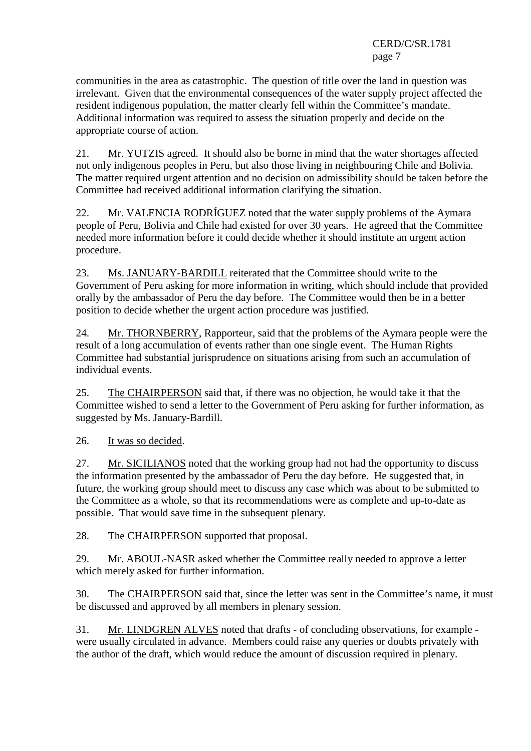communities in the area as catastrophic. The question of title over the land in question was irrelevant. Given that the environmental consequences of the water supply project affected the resident indigenous population, the matter clearly fell within the Committee's mandate. Additional information was required to assess the situation properly and decide on the appropriate course of action.

21. Mr. YUTZIS agreed. It should also be borne in mind that the water shortages affected not only indigenous peoples in Peru, but also those living in neighbouring Chile and Bolivia. The matter required urgent attention and no decision on admissibility should be taken before the Committee had received additional information clarifying the situation.

22. Mr. VALENCIA RODRÍGUEZ noted that the water supply problems of the Aymara people of Peru, Bolivia and Chile had existed for over 30 years. He agreed that the Committee needed more information before it could decide whether it should institute an urgent action procedure.

23. Ms. JANUARY-BARDILL reiterated that the Committee should write to the Government of Peru asking for more information in writing, which should include that provided orally by the ambassador of Peru the day before. The Committee would then be in a better position to decide whether the urgent action procedure was justified.

24. Mr. THORNBERRY, Rapporteur, said that the problems of the Aymara people were the result of a long accumulation of events rather than one single event. The Human Rights Committee had substantial jurisprudence on situations arising from such an accumulation of individual events.

25. The CHAIRPERSON said that, if there was no objection, he would take it that the Committee wished to send a letter to the Government of Peru asking for further information, as suggested by Ms. January-Bardill.

26. It was so decided.

27. Mr. SICILIANOS noted that the working group had not had the opportunity to discuss the information presented by the ambassador of Peru the day before. He suggested that, in future, the working group should meet to discuss any case which was about to be submitted to the Committee as a whole, so that its recommendations were as complete and up-to-date as possible. That would save time in the subsequent plenary.

28. The CHAIRPERSON supported that proposal.

29. Mr. ABOUL-NASR asked whether the Committee really needed to approve a letter which merely asked for further information.

30. The CHAIRPERSON said that, since the letter was sent in the Committee's name, it must be discussed and approved by all members in plenary session.

31. Mr. LINDGREN ALVES noted that drafts - of concluding observations, for example - were usually circulated in advance. Members could raise any queries or doubts privately with the author of the draft, which would reduce the amount of discussion required in plenary.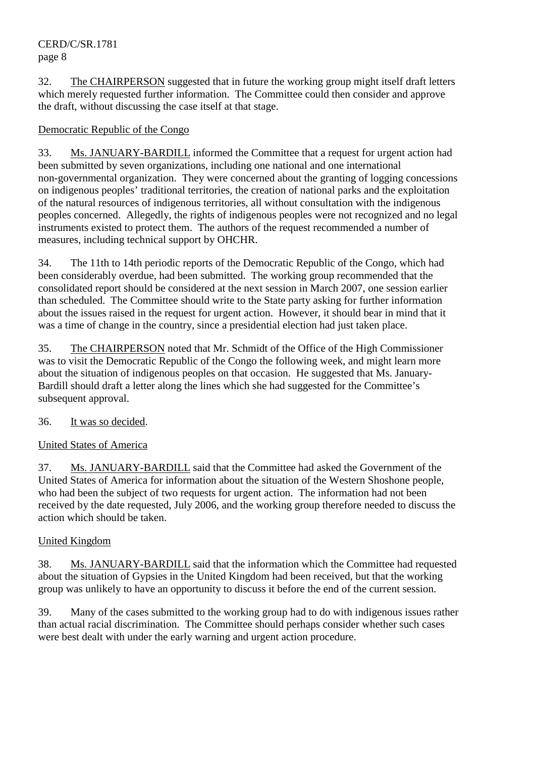32. The CHAIRPERSON suggested that in future the working group might itself draft letters which merely requested further information. The Committee could then consider and approve the draft, without discussing the case itself at that stage.

Democratic Republic of the Congo

33. Ms. JANUARY-BARDILL informed the Committee that a request for urgent action had been submitted by seven organizations, including one national and one international non-governmental organization. They were concerned about the granting of logging concessions on indigenous peoples' traditional territories, the creation of national parks and the exploitation of the natural resources of indigenous territories, all without consultation with the indigenous peoples concerned. Allegedly, the rights of indigenous peoples were not recognized and no legal instruments existed to protect them. The authors of the request recommended a number of measures, including technical support by OHCHR.

34. The 11th to 14th periodic reports of the Democratic Republic of the Congo, which had been considerably overdue, had been submitted. The working group recommended that the consolidated report should be considered at the next session in March 2007, one session earlier than scheduled. The Committee should write to the State party asking for further information about the issues raised in the request for urgent action. However, it should bear in mind that it was a time of change in the country, since a presidential election had just taken place.

35. The CHAIRPERSON noted that Mr. Schmidt of the Office of the High Commissioner was to visit the Democratic Republic of the Congo the following week, and might learn more about the situation of indigenous peoples on that occasion. He suggested that Ms. January-Bardill should draft a letter along the lines which she had suggested for the Committee's subsequent approval.

36. It was so decided.

United States of America

37. Ms. JANUARY-BARDILL said that the Committee had asked the Government of the United States of America for information about the situation of the Western Shoshone people, who had been the subject of two requests for urgent action. The information had not been received by the date requested, July 2006, and the working group therefore needed to discuss the action which should be taken.

United Kingdom

38. Ms. JANUARY-BARDILL said that the information which the Committee had requested about the situation of Gypsies in the United Kingdom had been received, but that the working group was unlikely to have an opportunity to discuss it before the end of the current session.

39. Many of the cases submitted to the working group had to do with indigenous issues rather than actual racial discrimination. The Committee should perhaps consider whether such cases were best dealt with under the early warning and urgent action procedure.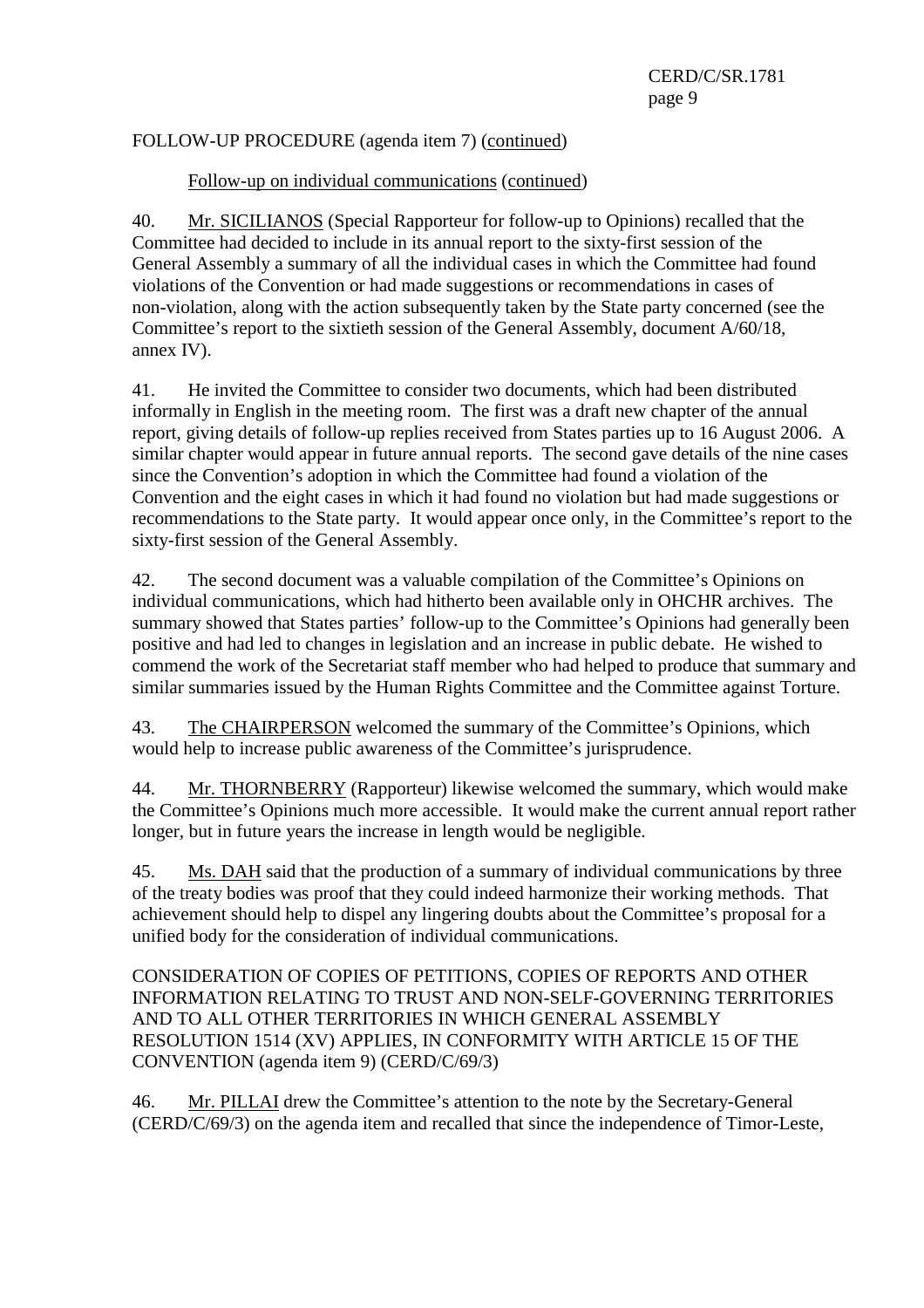FOLLOW-UP PROCEDURE (agenda item 7) (continued)

Follow-up on individual communications (continued)

40. Mr. SICILIANOS (Special Rapporteur for follow-up to Opinions) recalled that the Committee had decided to include in its annual report to the sixty-first session of the General Assembly a summary of all the individual cases in which the Committee had found violations of the Convention or had made suggestions or recommendations in cases of non-violation, along with the action subsequently taken by the State party concerned (see the Committee's report to the sixtieth session of the General Assembly, document A/60/18, annex IV).

41. He invited the Committee to consider two documents, which had been distributed informally in English in the meeting room. The first was a draft new chapter of the annual report, giving details of follow-up replies received from States parties up to 16 August 2006. A similar chapter would appear in future annual reports. The second gave details of the nine cases since the Convention's adoption in which the Committee had found a violation of the Convention and the eight cases in which it had found no violation but had made suggestions or recommendations to the State party. It would appear once only, in the Committee's report to the sixty-first session of the General Assembly.

42. The second document was a valuable compilation of the Committee's Opinions on individual communications, which had hitherto been available only in OHCHR archives. The summary showed that States parties' follow-up to the Committee's Opinions had generally been positive and had led to changes in legislation and an increase in public debate. He wished to commend the work of the Secretariat staff member who had helped to produce that summary and similar summaries issued by the Human Rights Committee and the Committee against Torture.

43. The CHAIRPERSON welcomed the summary of the Committee's Opinions, which would help to increase public awareness of the Committee's jurisprudence.

44. Mr. THORNBERRY (Rapporteur) likewise welcomed the summary, which would make the Committee's Opinions much more accessible. It would make the current annual report rather longer, but in future years the increase in length would be negligible.

45. Ms. DAH said that the production of a summary of individual communications by three of the treaty bodies was proof that they could indeed harmonize their working methods. That achievement should help to dispel any lingering doubts about the Committee's proposal for a unified body for the consideration of individual communications.

CONSIDERATION OF COPIES OF PETITIONS, COPIES OF REPORTS AND OTHER INFORMATION RELATING TO TRUST AND NON-SELF-GOVERNING TERRITORIES AND TO ALL OTHER TERRITORIES IN WHICH GENERAL ASSEMBLY RESOLUTION 1514 (XV) APPLIES, IN CONFORMITY WITH ARTICLE 15 OF THE CONVENTION (agenda item 9) (CERD/C/69/3)

46. Mr. PILLAI drew the Committee's attention to the note by the Secretary-General (CERD/C/69/3) on the agenda item and recalled that since the independence of Timor-Leste,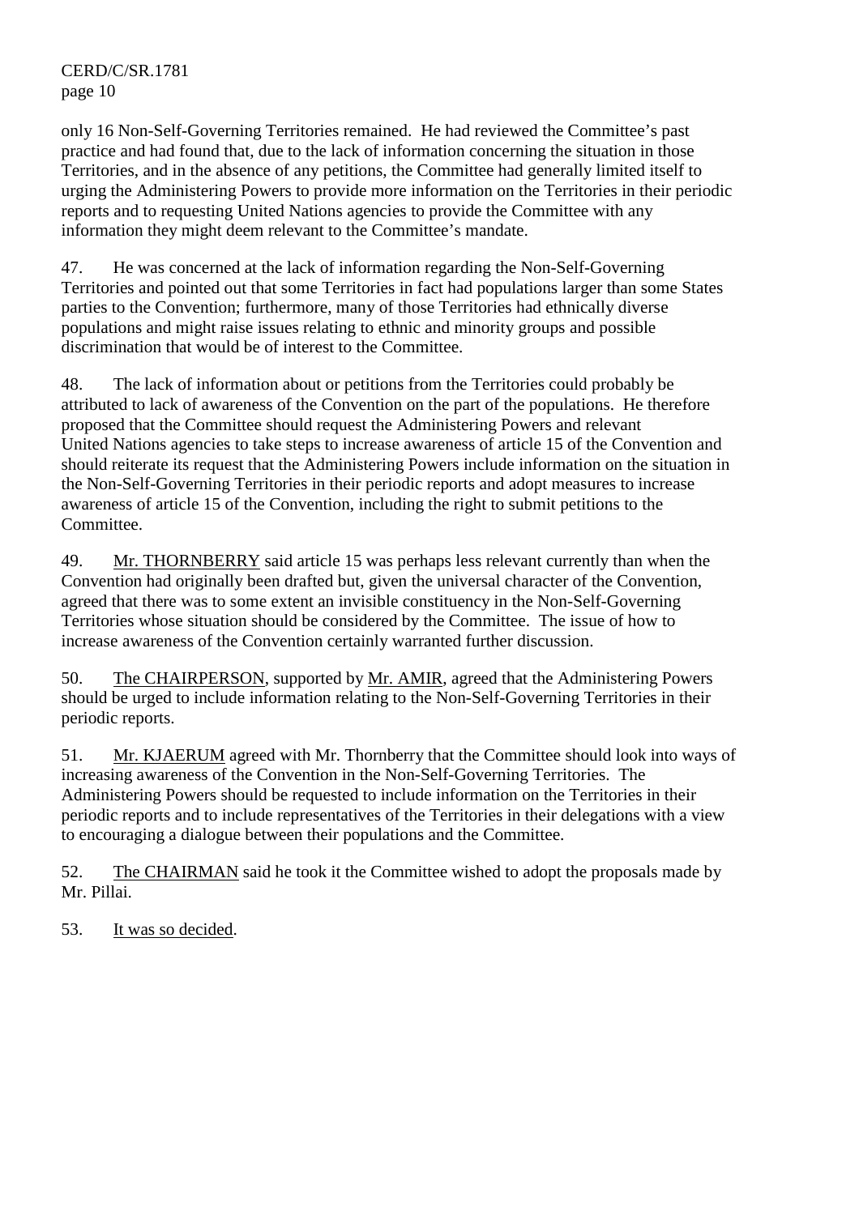only 16 Non-Self-Governing Territories remained. He had reviewed the Committee's past practice and had found that, due to the lack of information concerning the situation in those Territories, and in the absence of any petitions, the Committee had generally limited itself to urging the Administering Powers to provide more information on the Territories in their periodic reports and to requesting United Nations agencies to provide the Committee with any information they might deem relevant to the Committee's mandate.

47. He was concerned at the lack of information regarding the Non-Self-Governing Territories and pointed out that some Territories in fact had populations larger than some States parties to the Convention; furthermore, many of those Territories had ethnically diverse populations and might raise issues relating to ethnic and minority groups and possible discrimination that would be of interest to the Committee.

48. The lack of information about or petitions from the Territories could probably be attributed to lack of awareness of the Convention on the part of the populations. He therefore proposed that the Committee should request the Administering Powers and relevant United Nations agencies to take steps to increase awareness of article 15 of the Convention and should reiterate its request that the Administering Powers include information on the situation in the Non-Self-Governing Territories in their periodic reports and adopt measures to increase awareness of article 15 of the Convention, including the right to submit petitions to the Committee.

49. Mr. THORNBERRY said article 15 was perhaps less relevant currently than when the Convention had originally been drafted but, given the universal character of the Convention, agreed that there was to some extent an invisible constituency in the Non-Self-Governing Territories whose situation should be considered by the Committee. The issue of how to increase awareness of the Convention certainly warranted further discussion.

50. The CHAIRPERSON, supported by Mr. AMIR, agreed that the Administering Powers should be urged to include information relating to the Non-Self-Governing Territories in their periodic reports.

51. Mr. KJAERUM agreed with Mr. Thornberry that the Committee should look into ways of increasing awareness of the Convention in the Non-Self-Governing Territories. The Administering Powers should be requested to include information on the Territories in their periodic reports and to include representatives of the Territories in their delegations with a view to encouraging a dialogue between their populations and the Committee.

52. The CHAIRMAN said he took it the Committee wished to adopt the proposals made by Mr. Pillai.

53. It was so decided.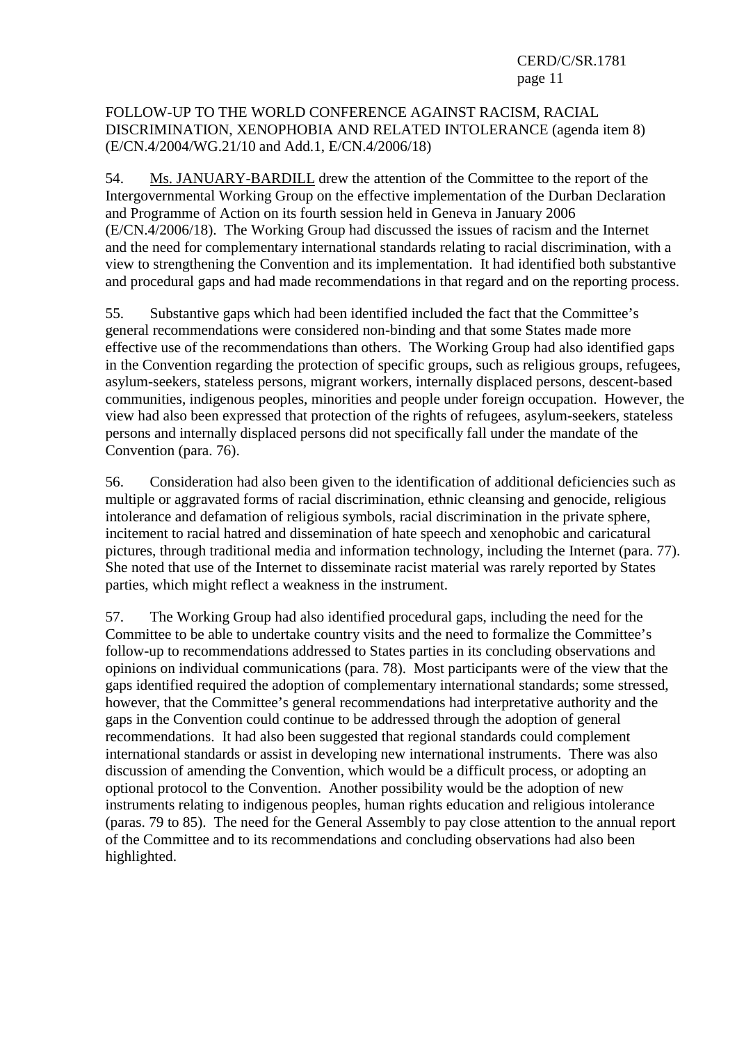FOLLOW-UP TO THE WORLD CONFERENCE AGAINST RACISM, RACIAL DISCRIMINATION, XENOPHOBIA AND RELATED INTOLERANCE (agenda item 8) (E/CN.4/2004/WG.21/10 and Add.1, E/CN.4/2006/18)

54. Ms. JANUARY-BARDILL drew the attention of the Committee to the report of the Intergovernmental Working Group on the effective implementation of the Durban Declaration and Programme of Action on its fourth session held in Geneva in January 2006 (E/CN.4/2006/18). The Working Group had discussed the issues of racism and the Internet and the need for complementary international standards relating to racial discrimination, with a view to strengthening the Convention and its implementation. It had identified both substantive and procedural gaps and had made recommendations in that regard and on the reporting process.

55. Substantive gaps which had been identified included the fact that the Committee's general recommendations were considered non-binding and that some States made more effective use of the recommendations than others. The Working Group had also identified gaps in the Convention regarding the protection of specific groups, such as religious groups, refugees, asylum-seekers, stateless persons, migrant workers, internally displaced persons, descent-based communities, indigenous peoples, minorities and people under foreign occupation. However, the view had also been expressed that protection of the rights of refugees, asylum-seekers, stateless persons and internally displaced persons did not specifically fall under the mandate of the Convention (para. 76).

56. Consideration had also been given to the identification of additional deficiencies such as multiple or aggravated forms of racial discrimination, ethnic cleansing and genocide, religious intolerance and defamation of religious symbols, racial discrimination in the private sphere, incitement to racial hatred and dissemination of hate speech and xenophobic and caricatural pictures, through traditional media and information technology, including the Internet (para. 77). She noted that use of the Internet to disseminate racist material was rarely reported by States parties, which might reflect a weakness in the instrument.

57. The Working Group had also identified procedural gaps, including the need for the Committee to be able to undertake country visits and the need to formalize the Committee's follow-up to recommendations addressed to States parties in its concluding observations and opinions on individual communications (para. 78). Most participants were of the view that the gaps identified required the adoption of complementary international standards; some stressed, however, that the Committee's general recommendations had interpretative authority and the gaps in the Convention could continue to be addressed through the adoption of general recommendations. It had also been suggested that regional standards could complement international standards or assist in developing new international instruments. There was also discussion of amending the Convention, which would be a difficult process, or adopting an optional protocol to the Convention. Another possibility would be the adoption of new instruments relating to indigenous peoples, human rights education and religious intolerance (paras. 79 to 85). The need for the General Assembly to pay close attention to the annual report of the Committee and to its recommendations and concluding observations had also been highlighted.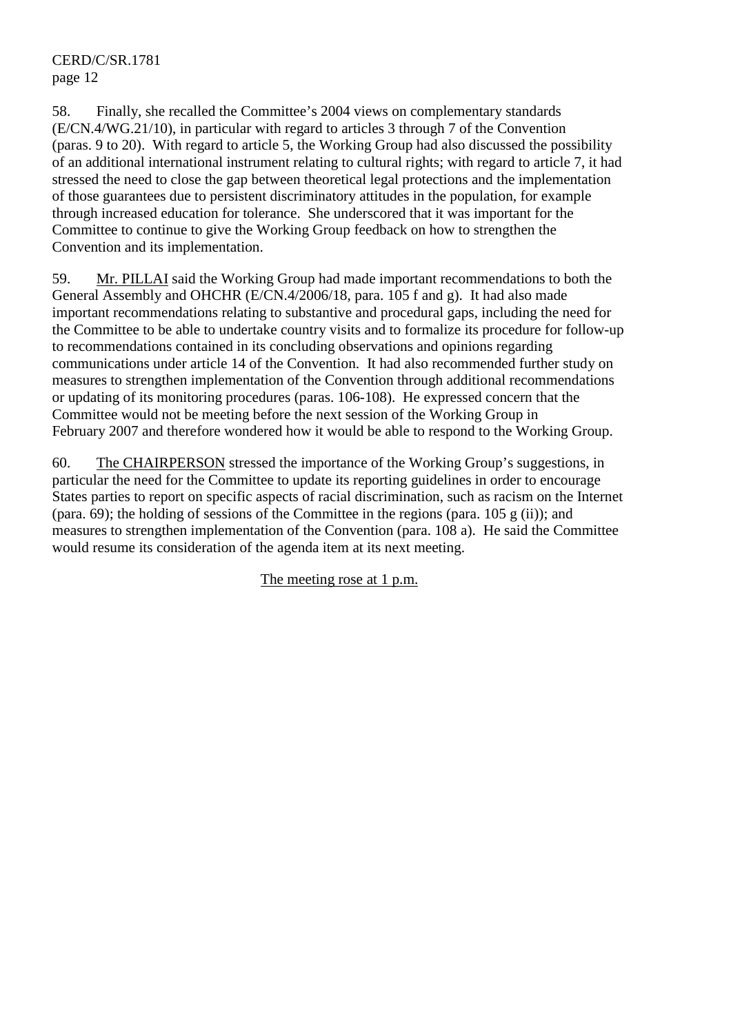58. Finally, she recalled the Committee's 2004 views on complementary standards (E/CN.4/WG.21/10), in particular with regard to articles 3 through 7 of the Convention (paras. 9 to 20). With regard to article 5, the Working Group had also discussed the possibility of an additional international instrument relating to cultural rights; with regard to article 7, it had stressed the need to close the gap between theoretical legal protections and the implementation of those guarantees due to persistent discriminatory attitudes in the population, for example through increased education for tolerance. She underscored that it was important for the Committee to continue to give the Working Group feedback on how to strengthen the Convention and its implementation.

59. Mr. PILLAI said the Working Group had made important recommendations to both the General Assembly and OHCHR (E/CN.4/2006/18, para. 105 f and g). It had also made important recommendations relating to substantive and procedural gaps, including the need for the Committee to be able to undertake country visits and to formalize its procedure for follow-up to recommendations contained in its concluding observations and opinions regarding communications under article 14 of the Convention. It had also recommended further study on measures to strengthen implementation of the Convention through additional recommendations or updating of its monitoring procedures (paras. 106-108). He expressed concern that the Committee would not be meeting before the next session of the Working Group in February 2007 and therefore wondered how it would be able to respond to the Working Group.

60. The CHAIRPERSON stressed the importance of the Working Group's suggestions, in particular the need for the Committee to update its reporting guidelines in order to encourage States parties to report on specific aspects of racial discrimination, such as racism on the Internet (para. 69); the holding of sessions of the Committee in the regions (para. 105 g (ii)); and measures to strengthen implementation of the Convention (para. 108 a). He said the Committee would resume its consideration of the agenda item at its next meeting.

The meeting rose at 1 p.m.